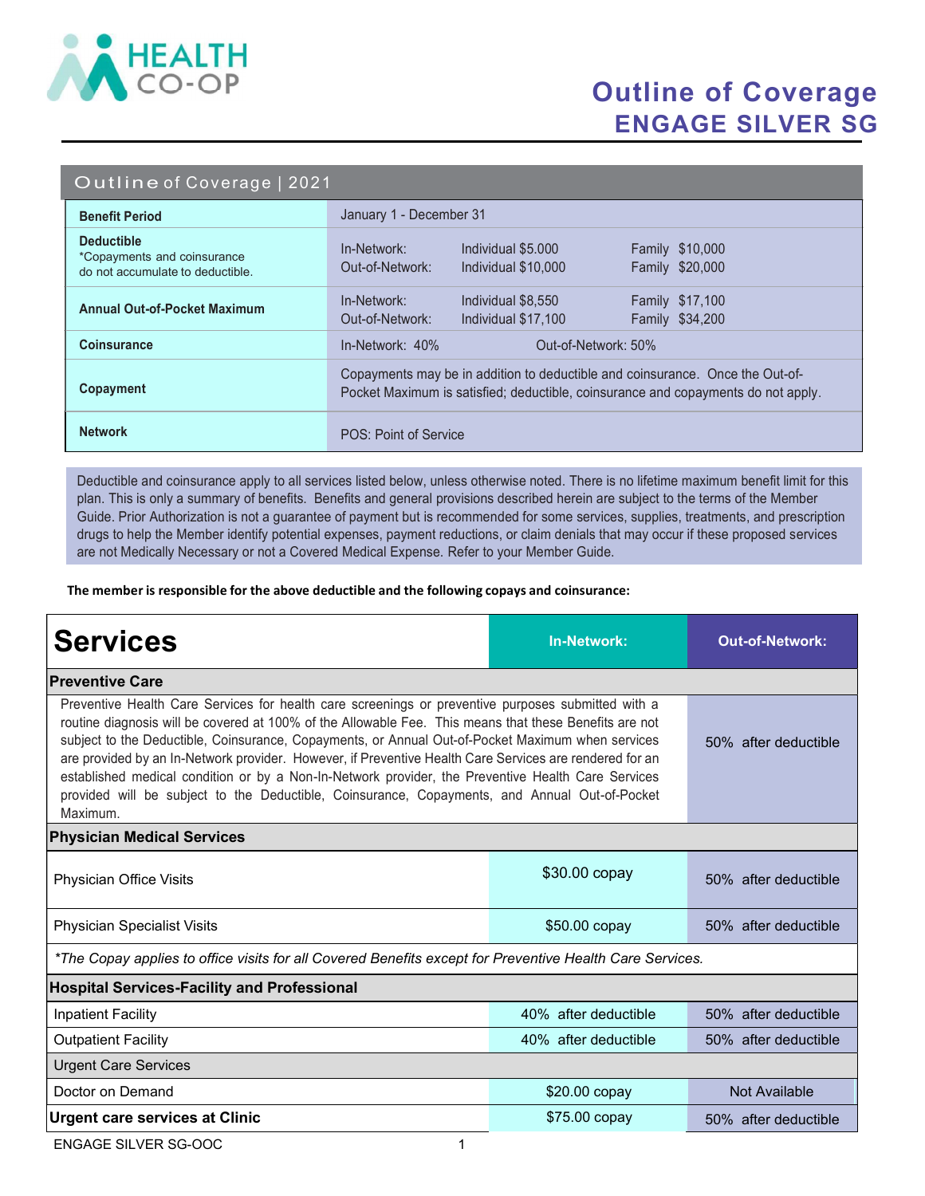HEALTH CO-OP

# Outline of Coverage
## ENGAGE SILVER SG

| Outline of Coverage \| 2021 | | | |
|---|---|---|---|
| **Benefit Period** | January 1 - December 31 | | |
| **Deductible** *Copayments and coinsurance do not accumulate to deductible. | In-Network:<br>Out-of-Network: | Individual $5.000<br>Individual $10,000 | Family $10,000<br>Family $20,000 |
| **Annual Out-of-Pocket Maximum** | In-Network:<br>Out-of-Network: | Individual $8,550<br>Individual $17,100 | Family $17,100<br>Family $34,200 |
| **Coinsurance** | In-Network: 40% | Out-of-Network: 50% | |
| **Copayment** | Copayments may be in addition to deductible and coinsurance. Once the Out-of-Pocket Maximum is satisfied; deductible, coinsurance and copayments do not apply. | | |
| **Network** | POS: Point of Service | | |

Deductible and coinsurance apply to all services listed below, unless otherwise noted. There is no lifetime maximum benefit limit for this plan. This is only a summary of benefits. Benefits and general provisions described herein are subject to the terms of the Member Guide. Prior Authorization is not a guarantee of payment but is recommended for some services, supplies, treatments, and prescription drugs to help the Member identify potential expenses, payment reductions, or claim denials that may occur if these proposed services are not Medically Necessary or not a Covered Medical Expense. Refer to your Member Guide.

**The member is responsible for the above deductible and the following copays and coinsurance:**

| Services | In-Network: | Out-of-Network: |
|---|---|---|
| **Preventive Care** | | |
| Preventive Health Care Services for health care screenings or preventive purposes submitted with a routine diagnosis will be covered at 100% of the Allowable Fee. This means that these Benefits are not subject to the Deductible, Coinsurance, Copayments, or Annual Out-of-Pocket Maximum when services are provided by an In-Network provider. However, if Preventive Health Care Services are rendered for an established medical condition or by a Non-In-Network provider, the Preventive Health Care Services provided will be subject to the Deductible, Coinsurance, Copayments, and Annual Out-of-Pocket Maximum. | | 50% after deductible |
| **Physician Medical Services** | | |
| Physician Office Visits | $30.00 copay | 50% after deductible |
| Physician Specialist Visits | $50.00 copay | 50% after deductible |
| *\*The Copay applies to office visits for all Covered Benefits except for Preventive Health Care Services.* | | |
| **Hospital Services-Facility and Professional** | | |
| Inpatient Facility | 40% after deductible | 50% after deductible |
| Outpatient Facility | 40% after deductible | 50% after deductible |
| Urgent Care Services | | |
| Doctor on Demand | $20.00 copay | Not Available |
| **Urgent care services at Clinic** | $75.00 copay | 50% after deductible |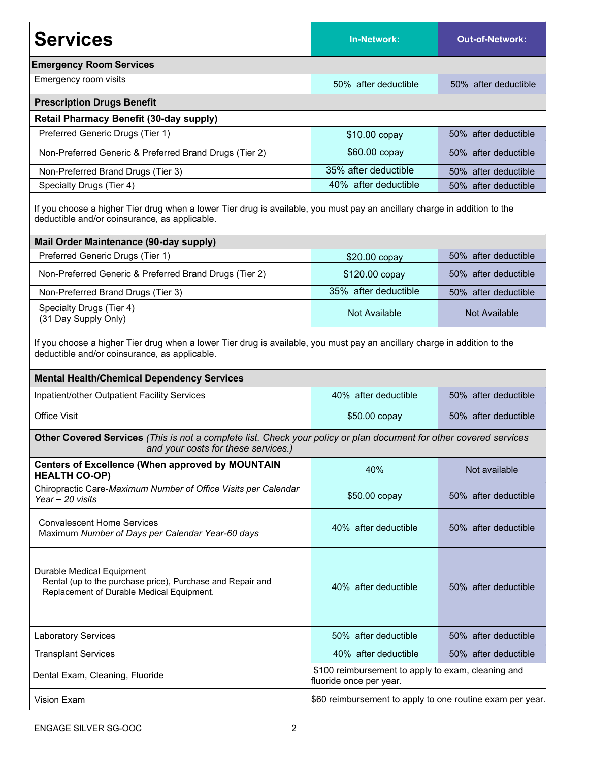| Services | In-Network: | Out-of-Network: |
|---|---|---|
| **Emergency Room Services** | | |
| Emergency room visits | 50% after deductible | 50% after deductible |
| **Prescription Drugs Benefit** | | |
| **Retail Pharmacy Benefit (30-day supply)** | | |
| Preferred Generic Drugs (Tier 1) | $10.00 copay | 50% after deductible |
| Non-Preferred Generic & Preferred Brand Drugs (Tier 2) | $60.00 copay | 50% after deductible |
| Non-Preferred Brand Drugs (Tier 3) | 35% after deductible | 50% after deductible |
| Specialty Drugs (Tier 4) | 40% after deductible | 50% after deductible |
| If you choose a higher Tier drug when a lower Tier drug is available, you must pay an ancillary charge in addition to the deductible and/or coinsurance, as applicable. | | |
| **Mail Order Maintenance (90-day supply)** | | |
| Preferred Generic Drugs (Tier 1) | $20.00 copay | 50% after deductible |
| Non-Preferred Generic & Preferred Brand Drugs (Tier 2) | $120.00 copay | 50% after deductible |
| Non-Preferred Brand Drugs (Tier 3) | 35% after deductible | 50% after deductible |
| Specialty Drugs (Tier 4) (31 Day Supply Only) | Not Available | Not Available |
| If you choose a higher Tier drug when a lower Tier drug is available, you must pay an ancillary charge in addition to the deductible and/or coinsurance, as applicable. | | |
| **Mental Health/Chemical Dependency Services** | | |
| Inpatient/other Outpatient Facility Services | 40% after deductible | 50% after deductible |
| Office Visit | $50.00 copay | 50% after deductible |
| **Other Covered Services** *(This is not a complete list. Check your policy or plan document for other covered services and your costs for these services.)* | | |
| **Centers of Excellence (When approved by MOUNTAIN HEALTH CO-OP)** | 40% | Not available |
| Chiropractic Care-*Maximum Number of Office Visits per Calendar Year – 20 visits* | $50.00 copay | 50% after deductible |
| Convalescent Home Services Maximum *Number of Days per Calendar Year-60 days* | 40% after deductible | 50% after deductible |
| Durable Medical Equipment Rental (up to the purchase price), Purchase and Repair and Replacement of Durable Medical Equipment. | 40% after deductible | 50% after deductible |
| Laboratory Services | 50% after deductible | 50% after deductible |
| Transplant Services | 40% after deductible | 50% after deductible |
| Dental Exam, Cleaning, Fluoride | $100 reimbursement to apply to exam, cleaning and fluoride once per year. | |
| Vision Exam | $60 reimbursement to apply to one routine exam per year. | |

ENGAGE SILVER SG-OOC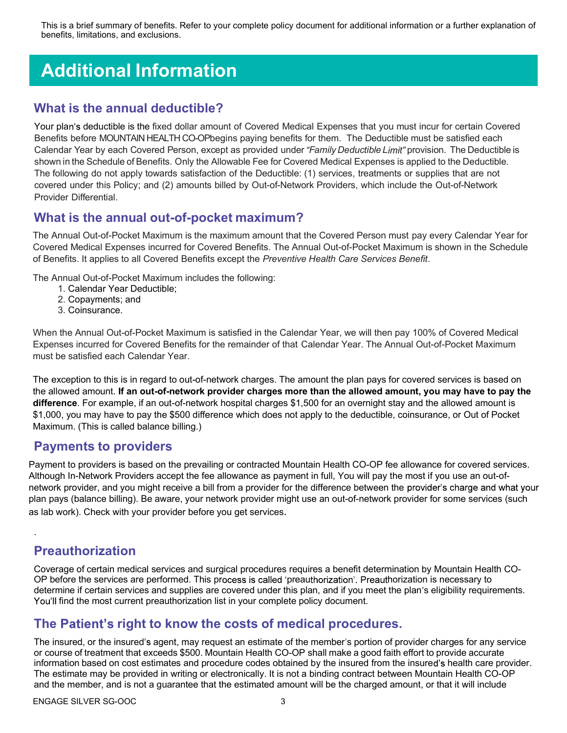This is a brief summary of benefits. Refer to your complete policy document for additional information or a further explanation of benefits, limitations, and exclusions.

# Additional Information

## What is the annual deductible?

Your plan's deductible is the fixed dollar amount of Covered Medical Expenses that you must incur for certain Covered Benefits before MOUNTAIN HEALTH CO-OPbegins paying benefits for them. The Deductible must be satisfied each Calendar Year by each Covered Person, except as provided under *"Family Deductible Limit"* provision. The Deductible is shown in the Schedule of Benefits. Only the Allowable Fee for Covered Medical Expenses is applied to the Deductible. The following do not apply towards satisfaction of the Deductible: (1) services, treatments or supplies that are not covered under this Policy; and (2) amounts billed by Out-of-Network Providers, which include the Out-of-Network Provider Differential.

## What is the annual out-of-pocket maximum?

The Annual Out-of-Pocket Maximum is the maximum amount that the Covered Person must pay every Calendar Year for Covered Medical Expenses incurred for Covered Benefits. The Annual Out-of-Pocket Maximum is shown in the Schedule of Benefits. It applies to all Covered Benefits except the *Preventive Health Care Services Benefit*.

The Annual Out-of-Pocket Maximum includes the following:

1. Calendar Year Deductible;
2. Copayments; and
3. Coinsurance.

When the Annual Out-of-Pocket Maximum is satisfied in the Calendar Year, we will then pay 100% of Covered Medical Expenses incurred for Covered Benefits for the remainder of that Calendar Year. The Annual Out-of-Pocket Maximum must be satisfied each Calendar Year.

The exception to this is in regard to out-of-network charges. The amount the plan pays for covered services is based on the allowed amount. **If an out-of-network provider charges more than the allowed amount, you may have to pay the difference**. For example, if an out-of-network hospital charges $1,500 for an overnight stay and the allowed amount is $1,000, you may have to pay the $500 difference which does not apply to the deductible, coinsurance, or Out of Pocket Maximum. (This is called balance billing.)

## Payments to providers

Payment to providers is based on the prevailing or contracted Mountain Health CO-OP fee allowance for covered services. Although In-Network Providers accept the fee allowance as payment in full, You will pay the most if you use an out-of-network provider, and you might receive a bill from a provider for the difference between the provider's charge and what your plan pays (balance billing). Be aware, your network provider might use an out-of-network provider for some services (such as lab work). Check with your provider before you get services.

## Preauthorization

Coverage of certain medical services and surgical procedures requires a benefit determination by Mountain Health CO-OP before the services are performed. This process is called 'preauthorization'. Preauthorization is necessary to determine if certain services and supplies are covered under this plan, and if you meet the plan's eligibility requirements. You'll find the most current preauthorization list in your complete policy document.

## The Patient's right to know the costs of medical procedures.

The insured, or the insured's agent, may request an estimate of the member's portion of provider charges for any service or course of treatment that exceeds $500. Mountain Health CO-OP shall make a good faith effort to provide accurate information based on cost estimates and procedure codes obtained by the insured from the insured's health care provider. The estimate may be provided in writing or electronically. It is not a binding contract between Mountain Health CO-OP and the member, and is not a guarantee that the estimated amount will be the charged amount, or that it will include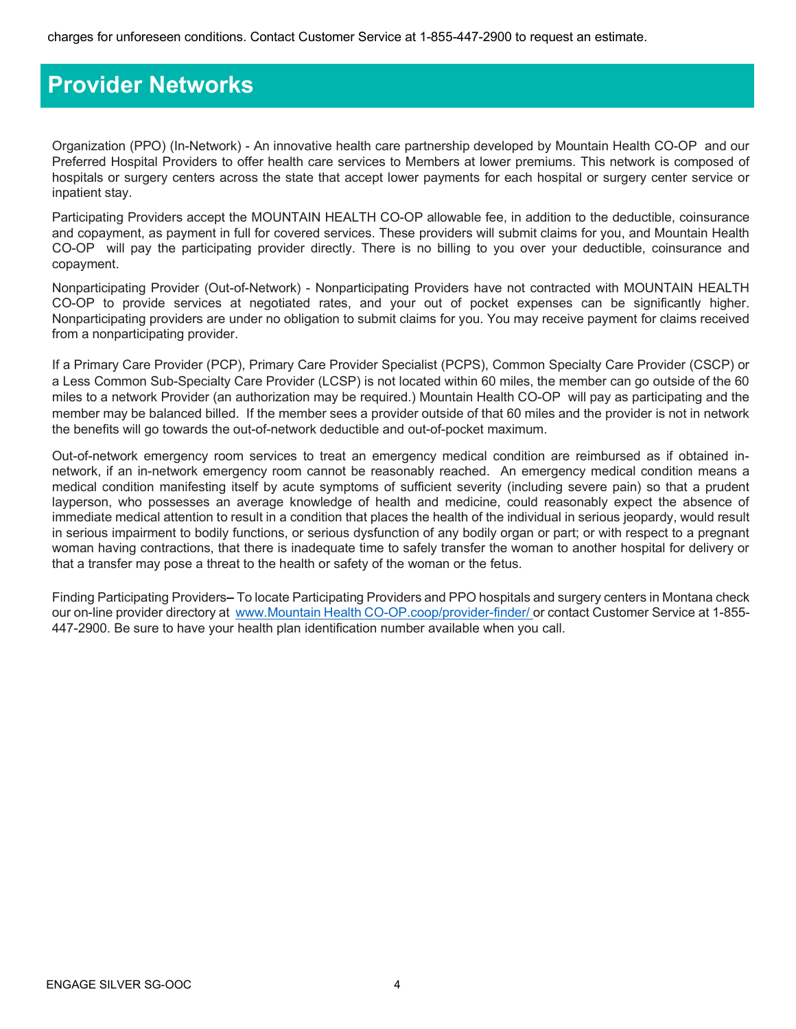charges for unforeseen conditions. Contact Customer Service at 1-855-447-2900 to request an estimate.

# Provider Networks

Organization (PPO) (In-Network) - An innovative health care partnership developed by Mountain Health CO-OP and our Preferred Hospital Providers to offer health care services to Members at lower premiums. This network is composed of hospitals or surgery centers across the state that accept lower payments for each hospital or surgery center service or inpatient stay.

Participating Providers accept the MOUNTAIN HEALTH CO-OP allowable fee, in addition to the deductible, coinsurance and copayment, as payment in full for covered services. These providers will submit claims for you, and Mountain Health CO-OP will pay the participating provider directly. There is no billing to you over your deductible, coinsurance and copayment.

Nonparticipating Provider (Out-of-Network) - Nonparticipating Providers have not contracted with MOUNTAIN HEALTH CO-OP to provide services at negotiated rates, and your out of pocket expenses can be significantly higher. Nonparticipating providers are under no obligation to submit claims for you. You may receive payment for claims received from a nonparticipating provider.

If a Primary Care Provider (PCP), Primary Care Provider Specialist (PCPS), Common Specialty Care Provider (CSCP) or a Less Common Sub-Specialty Care Provider (LCSP) is not located within 60 miles, the member can go outside of the 60 miles to a network Provider (an authorization may be required.) Mountain Health CO-OP will pay as participating and the member may be balanced billed. If the member sees a provider outside of that 60 miles and the provider is not in network the benefits will go towards the out-of-network deductible and out-of-pocket maximum.

Out-of-network emergency room services to treat an emergency medical condition are reimbursed as if obtained in-network, if an in-network emergency room cannot be reasonably reached. An emergency medical condition means a medical condition manifesting itself by acute symptoms of sufficient severity (including severe pain) so that a prudent layperson, who possesses an average knowledge of health and medicine, could reasonably expect the absence of immediate medical attention to result in a condition that places the health of the individual in serious jeopardy, would result in serious impairment to bodily functions, or serious dysfunction of any bodily organ or part; or with respect to a pregnant woman having contractions, that there is inadequate time to safely transfer the woman to another hospital for delivery or that a transfer may pose a threat to the health or safety of the woman or the fetus.

Finding Participating Providers– To locate Participating Providers and PPO hospitals and surgery centers in Montana check our on-line provider directory at www.Mountain Health CO-OP.coop/provider-finder/ or contact Customer Service at 1-855-447-2900. Be sure to have your health plan identification number available when you call.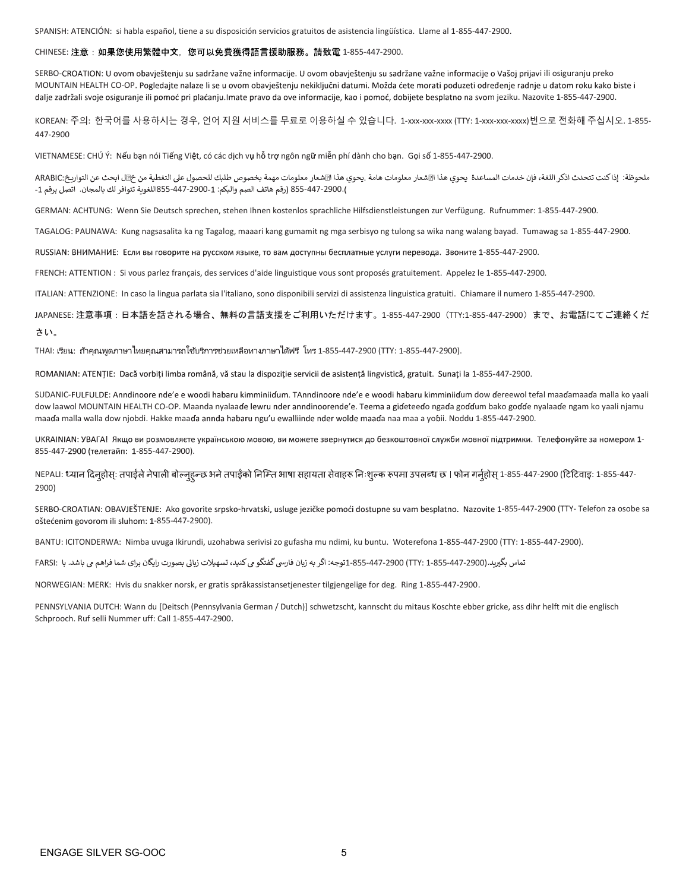SPANISH: ATENCIÓN: si habla español, tiene a su disposición servicios gratuitos de asistencia lingüística. Llame al 1-855-447-2900.

CHINESE: 注意：如果您使用繁體中文，您可以免費獲得語言援助服務。請致電 1-855-447-2900.

SERBO-CROATION: U ovom obavještenju su sadržane važne informacije. U ovom obavještenju su sadržane važne informacije o Vašoj prijavi ili osiguranju preko MOUNTAIN HEALTH CO-OP. Pogledajte nalaze li se u ovom obavještenju nekiključni datumi. Možda ćete morati poduzeti određenje radnje u datom roku kako biste i dalje zadržali svoje osiguranje ili pomoć pri plaćanju.Imate pravo da ove informacije, kao i pomoć, dobijete besplatno na svom jeziku. Nazovite 1-855-447-2900.

KOREAN: 주의: 한국어를 사용하시는 경우, 언어 지원 서비스를 무료로 이용하실 수 있습니다. 1-xxx-xxx-xxxx (TTY: 1-xxx-xxx-xxxx)번으로 전화해 주십시오. 1-855-447-2900

VIETNAMESE: CHÚ Ý: Nếu bạn nói Tiếng Việt, có các dịch vụ hỗ trợ ngôn ngữ miễn phí dành cho bạn. Gọi số 1-855-447-2900.

ARABIC: ملحوظة: إذا كنت تتحدث اذكر اللغة، فإن خدمات المساعدة يحوي هذا الإشعار معلومات هامة .يحوي هذا الإشعار معلومات مهمة بخصوص طلبك للحصول على التغطية من خلال ابحث عن التواريخ: اللغوية تتوافر لك بالمجان. اتصل برقم 1- 855-447-2900 (رقم هاتف الصم والبكم: 1-855-447-2900).

GERMAN: ACHTUNG: Wenn Sie Deutsch sprechen, stehen Ihnen kostenlos sprachliche Hilfsdienstleistungen zur Verfügung. Rufnummer: 1-855-447-2900.

TAGALOG: PAUNAWA: Kung nagsasalita ka ng Tagalog, maaari kang gumamit ng mga serbisyo ng tulong sa wika nang walang bayad. Tumawag sa 1-855-447-2900.

RUSSIAN: ВНИМАНИЕ: Если вы говорите на русском языке, то вам доступны бесплатные услуги перевода. Звоните 1-855-447-2900.

FRENCH: ATTENTION : Si vous parlez français, des services d'aide linguistique vous sont proposés gratuitement. Appelez le 1-855-447-2900.

ITALIAN: ATTENZIONE: In caso la lingua parlata sia l'italiano, sono disponibili servizi di assistenza linguistica gratuiti. Chiamare il numero 1-855-447-2900.

JAPANESE: 注意事項：日本語を話される場合、無料の言語支援をご利用いただけます。1-855-447-2900（TTY:1-855-447-2900）まで、お電話にてご連絡ください。

THAI: เรียน: ถ้าคุณพูดภาษาไทยคุณสามารถใช้บริการช่วยเหลือทางภาษาได้ฟรี โทร 1-855-447-2900 (TTY: 1-855-447-2900).

ROMANIAN: ATENȚIE: Dacă vorbiți limba română, vă stau la dispoziție servicii de asistență lingvistică, gratuit. Sunați la 1-855-447-2900.

SUDANIC-FULFULDE: Anndinoore nde'e e woodi habaru kimminiiɗum. TAnndinoore nde'e e woodi habaru kimminiiɗum dow ɗereewol tefal maaɗamaaɗa malla ko yaali dow laawol MOUNTAIN HEALTH CO-OP. Maanda nyalaaɗe lewru nder anndinoorende'e. Teema a giɗeteeɗo ngaɗa goɗɗum bako goɗɗe nyalaaɗe ngam ko yaali njamu maaɗa malla walla dow njobdi. Hakke maaɗa annda habaru ngu'u ewalliinde nder wolde maaɗa naa maa a yoɓii. Noddu 1-855-447-2900.

UKRAINIAN: УВАГА! Якщо ви розмовляєте українською мовою, ви можете звернутися до безкоштовної служби мовної підтримки. Телефонуйте за номером 1-855-447-2900 (телетайп: 1-855-447-2900).

NEPALI: ध्यान दिनुहोस्: तपाईंले नेपाली बोल्नुहुन्छ भने तपाईंको निम्ति भाषा सहायता सेवाहरू निःशुल्क रूपमा उपलब्ध छ । फोन गर्नुहोस् 1-855-447-2900 (टिटिवाइ: 1-855-447-2900)

SERBO-CROATIAN: OBAVJEŠTENJE: Ako govorite srpsko-hrvatski, usluge jezičke pomoći dostupne su vam besplatno. Nazovite 1-855-447-2900 (TTY- Telefon za osobe sa oštećenim govorom ili sluhom: 1-855-447-2900).

BANTU: ICITONDERWA: Nimba uvuga Ikirundi, uzohabwa serivisi zo gufasha mu ndimi, ku buntu. Woterefona 1-855-447-2900 (TTY: 1-855-447-2900).

FARSI: توجه: اگر به زبان فارسی گفتگو می کنید، تسهیلات زبانی بصورت رایگان برای شما فراهم می باشد. با 1-855-447-2900 (TTY: 1-855-447-2900) تماس بگیرید.

NORWEGIAN: MERK: Hvis du snakker norsk, er gratis språkassistansetjenester tilgjengelige for deg. Ring 1-855-447-2900.

PENNSYLVANIA DUTCH: Wann du [Deitsch (Pennsylvania German / Dutch)] schwetzscht, kannscht du mitaus Koschte ebber gricke, ass dihr helft mit die englisch Schprooch. Ruf selli Nummer uff: Call 1-855-447-2900.

ENGAGE SILVER SG-OOC